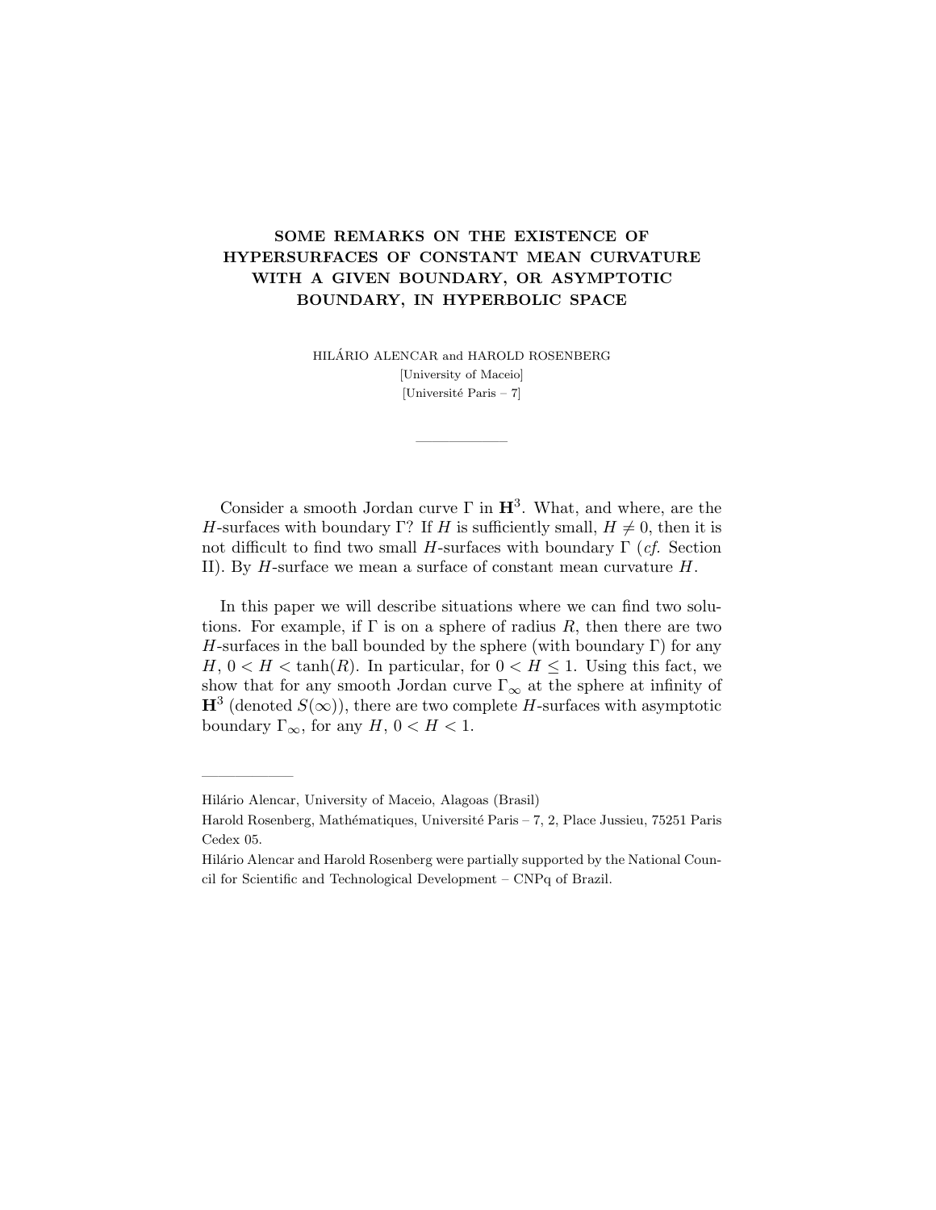# SOME REMARKS ON THE EXISTENCE OF HYPERSURFACES OF CONSTANT MEAN CURVATURE WITH A GIVEN BOUNDARY, OR ASYMPTOTIC BOUNDARY, IN HYPERBOLIC SPACE

HILÁRIO ALENCAR and HAROLD ROSENBERG  
[University of Maceio]  
[Université Paris – 7]

---

Consider a smooth Jordan curve $\Gamma$ in $\mathbf{H}^3$. What, and where, are the $H$-surfaces with boundary $\Gamma$? If $H$ is sufficiently small, $H \neq 0$, then it is not difficult to find two small $H$-surfaces with boundary $\Gamma$ (*cf.* Section II). By $H$-surface we mean a surface of constant mean curvature $H$.

In this paper we will describe situations where we can find two solutions. For example, if $\Gamma$ is on a sphere of radius $R$, then there are two $H$-surfaces in the ball bounded by the sphere (with boundary $\Gamma$) for any $H$, $0 < H < \tanh(R)$. In particular, for $0 < H \leq 1$. Using this fact, we show that for any smooth Jordan curve $\Gamma_\infty$ at the sphere at infinity of $\mathbf{H}^3$ (denoted $S(\infty)$), there are two complete $H$-surfaces with asymptotic boundary $\Gamma_\infty$, for any $H$, $0 < H < 1$.

---

Hilário Alencar, University of Maceio, Alagoas (Brasil)

Harold Rosenberg, Mathématiques, Université Paris – 7, 2, Place Jussieu, 75251 Paris Cedex 05.

Hilário Alencar and Harold Rosenberg were partially supported by the National Council for Scientific and Technological Development – CNPq of Brazil.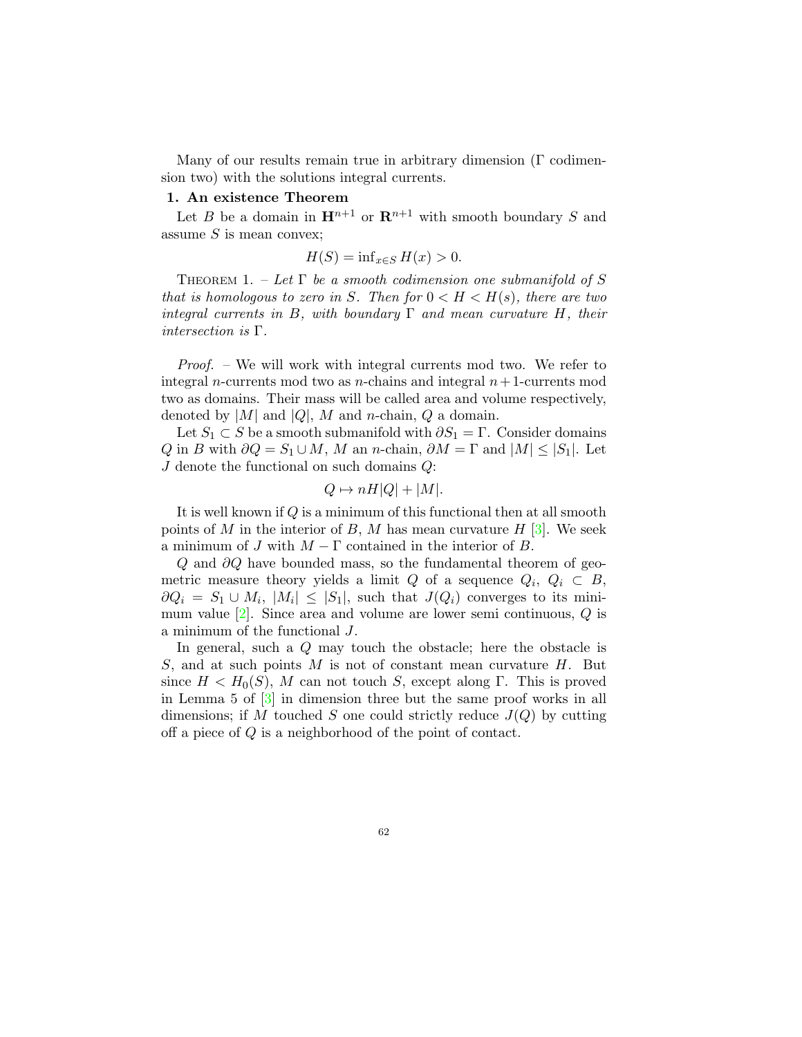Many of our results remain true in arbitrary dimension ($\Gamma$ codimension two) with the solutions integral currents.

**1. An existence Theorem**

Let $B$ be a domain in $\mathbf{H}^{n+1}$ or $\mathbf{R}^{n+1}$ with smooth boundary $S$ and assume $S$ is mean convex;

$$H(S) = \inf_{x \in S} H(x) > 0.$$

Theorem 1. – *Let $\Gamma$ be a smooth codimension one submanifold of $S$ that is homologous to zero in $S$. Then for $0 < H < H(s)$, there are two integral currents in $B$, with boundary $\Gamma$ and mean curvature $H$, their intersection is $\Gamma$.*

*Proof.* – We will work with integral currents mod two. We refer to integral $n$-currents mod two as $n$-chains and integral $n+1$-currents mod two as domains. Their mass will be called area and volume respectively, denoted by $|M|$ and $|Q|$, $M$ and $n$-chain, $Q$ a domain.

Let $S_1 \subset S$ be a smooth submanifold with $\partial S_1 = \Gamma$. Consider domains $Q$ in $B$ with $\partial Q = S_1 \cup M$, $M$ an $n$-chain, $\partial M = \Gamma$ and $|M| \leq |S_1|$. Let $J$ denote the functional on such domains $Q$:

$$Q \mapsto nH|Q| + |M|.$$

It is well known if $Q$ is a minimum of this functional then at all smooth points of $M$ in the interior of $B$, $M$ has mean curvature $H$ [3]. We seek a minimum of $J$ with $M - \Gamma$ contained in the interior of $B$.

$Q$ and $\partial Q$ have bounded mass, so the fundamental theorem of geometric measure theory yields a limit $Q$ of a sequence $Q_i$, $Q_i \subset B$, $\partial Q_i = S_1 \cup M_i$, $|M_i| \leq |S_1|$, such that $J(Q_i)$ converges to its minimum value [2]. Since area and volume are lower semi continuous, $Q$ is a minimum of the functional $J$.

In general, such a $Q$ may touch the obstacle; here the obstacle is $S$, and at such points $M$ is not of constant mean curvature $H$. But since $H < H_0(S)$, $M$ can not touch $S$, except along $\Gamma$. This is proved in Lemma 5 of [3] in dimension three but the same proof works in all dimensions; if $M$ touched $S$ one could strictly reduce $J(Q)$ by cutting off a piece of $Q$ is a neighborhood of the point of contact.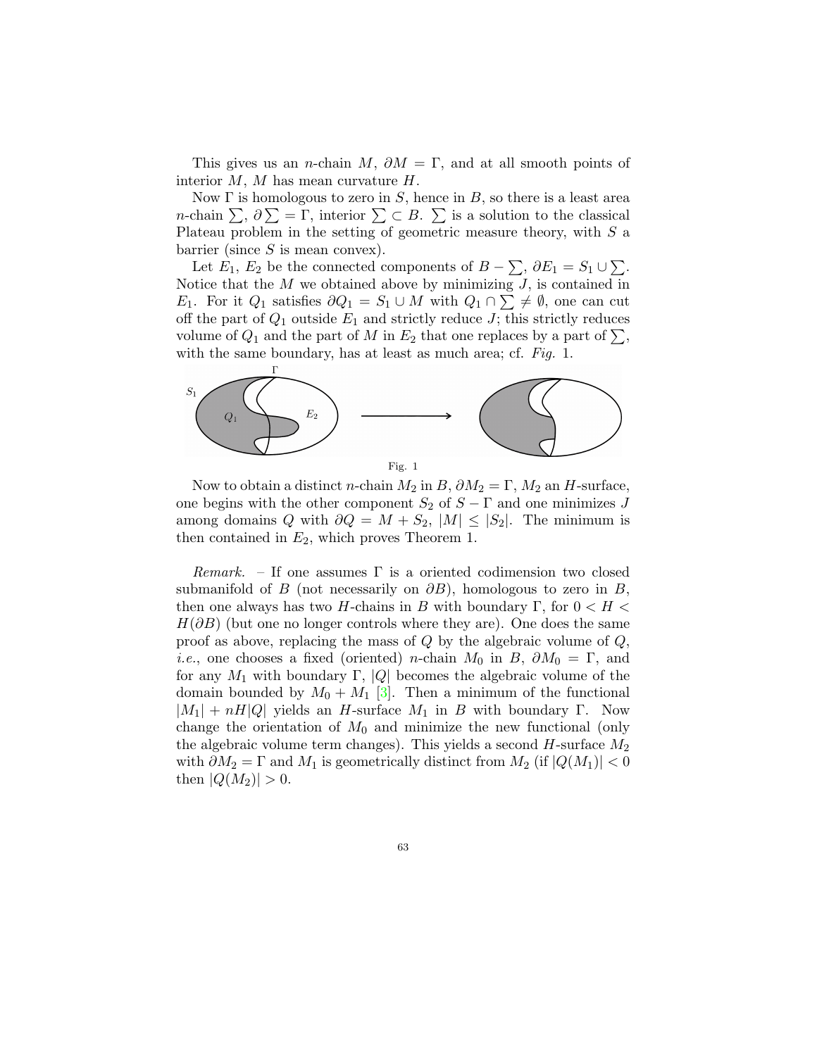This gives us an $n$-chain $M$, $\partial M = \Gamma$, and at all smooth points of interior $M$, $M$ has mean curvature $H$.

Now $\Gamma$ is homologous to zero in $S$, hence in $B$, so there is a least area $n$-chain $\sum$, $\partial \sum = \Gamma$, interior $\sum \subset B$. $\sum$ is a solution to the classical Plateau problem in the setting of geometric measure theory, with $S$ a barrier (since $S$ is mean convex).

Let $E_1$, $E_2$ be the connected components of $B - \sum$, $\partial E_1 = S_1 \cup \sum$. Notice that the $M$ we obtained above by minimizing $J$, is contained in $E_1$. For it $Q_1$ satisfies $\partial Q_1 = S_1 \cup M$ with $Q_1 \cap \sum \neq \emptyset$, one can cut off the part of $Q_1$ outside $E_1$ and strictly reduce $J$; this strictly reduces volume of $Q_1$ and the part of $M$ in $E_2$ that one replaces by a part of $\sum$, with the same boundary, has at least as much area; cf. *Fig.* 1.

Fig. 1

Now to obtain a distinct $n$-chain $M_2$ in $B$, $\partial M_2 = \Gamma$, $M_2$ an $H$-surface, one begins with the other component $S_2$ of $S - \Gamma$ and one minimizes $J$ among domains $Q$ with $\partial Q = M + S_2$, $|M| \leq |S_2|$. The minimum is then contained in $E_2$, which proves Theorem 1.

*Remark.* – If one assumes $\Gamma$ is a oriented codimension two closed submanifold of $B$ (not necessarily on $\partial B$), homologous to zero in $B$, then one always has two $H$-chains in $B$ with boundary $\Gamma$, for $0 < H < H(\partial B)$ (but one no longer controls where they are). One does the same proof as above, replacing the mass of $Q$ by the algebraic volume of $Q$, *i.e.*, one chooses a fixed (oriented) $n$-chain $M_0$ in $B$, $\partial M_0 = \Gamma$, and for any $M_1$ with boundary $\Gamma$, $|Q|$ becomes the algebraic volume of the domain bounded by $M_0 + M_1$ [3]. Then a minimum of the functional $|M_1| + nH|Q|$ yields an $H$-surface $M_1$ in $B$ with boundary $\Gamma$. Now change the orientation of $M_0$ and minimize the new functional (only the algebraic volume term changes). This yields a second $H$-surface $M_2$ with $\partial M_2 = \Gamma$ and $M_1$ is geometrically distinct from $M_2$ (if $|Q(M_1)| < 0$ then $|Q(M_2)| > 0$.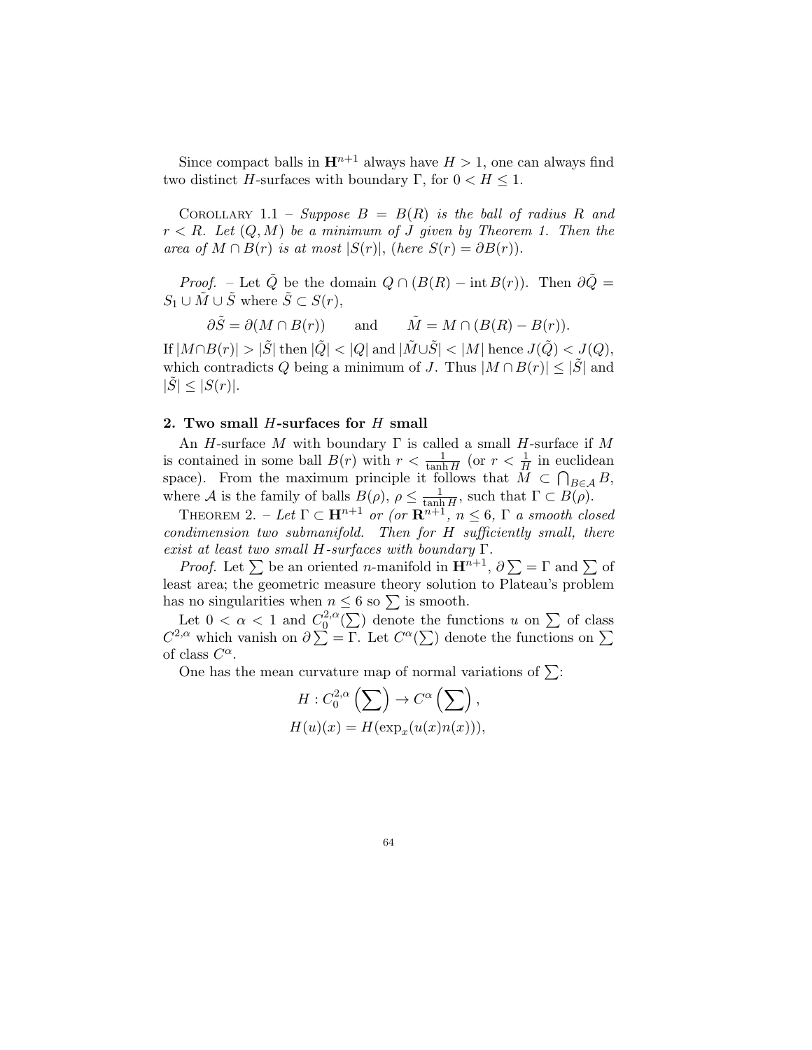Since compact balls in $\mathbf{H}^{n+1}$ always have $H > 1$, one can always find two distinct $H$-surfaces with boundary $\Gamma$, for $0 < H \leq 1$.

COROLLARY 1.1 – *Suppose $B = B(R)$ is the ball of radius $R$ and $r < R$. Let $(Q, M)$ be a minimum of $J$ given by Theorem 1. Then the area of $M \cap B(r)$ is at most $|S(r)|$, (here $S(r) = \partial B(r)$).*

*Proof.* – Let $\tilde{Q}$ be the domain $Q \cap (B(R) - \operatorname{int} B(r))$. Then $\partial \tilde{Q} = S_1 \cup \tilde{M} \cup \tilde{S}$ where $\tilde{S} \subset S(r)$,

$$\partial \tilde{S} = \partial(M \cap B(r)) \qquad \text{and} \qquad \tilde{M} = M \cap (B(R) - B(r)).$$

If $|M \cap B(r)| > |\tilde{S}|$ then $|\tilde{Q}| < |Q|$ and $|\tilde{M} \cup \tilde{S}| < |M|$ hence $J(\tilde{Q}) < J(Q)$, which contradicts $Q$ being a minimum of $J$. Thus $|M \cap B(r)| \leq |\tilde{S}|$ and $|\tilde{S}| \leq |S(r)|$.

## 2. Two small $H$-surfaces for $H$ small

An $H$-surface $M$ with boundary $\Gamma$ is called a small $H$-surface if $M$ is contained in some ball $B(r)$ with $r < \frac{1}{\tanh H}$ (or $r < \frac{1}{H}$ in euclidean space). From the maximum principle it follows that $M \subset \bigcap_{B \in \mathcal{A}} B$, where $\mathcal{A}$ is the family of balls $B(\rho)$, $\rho \leq \frac{1}{\tanh H}$, such that $\Gamma \subset B(\rho)$.

THEOREM 2. – *Let $\Gamma \subset \mathbf{H}^{n+1}$ or (or $\mathbf{R}^{n+1}$, $n \leq 6$, $\Gamma$ a smooth closed condimension two submanifold. Then for $H$ sufficiently small, there exist at least two small $H$-surfaces with boundary $\Gamma$.*

*Proof.* Let $\sum$ be an oriented $n$-manifold in $\mathbf{H}^{n+1}$, $\partial \sum = \Gamma$ and $\sum$ of least area; the geometric measure theory solution to Plateau's problem has no singularities when $n \leq 6$ so $\sum$ is smooth.

Let $0 < \alpha < 1$ and $C_0^{2,\alpha}(\sum)$ denote the functions $u$ on $\sum$ of class $C^{2,\alpha}$ which vanish on $\partial \sum = \Gamma$. Let $C^{\alpha}(\sum)$ denote the functions on $\sum$ of class $C^{\alpha}$.

One has the mean curvature map of normal variations of $\sum$:

$$H : C_0^{2,\alpha}\left(\sum\right) \to C^{\alpha}\left(\sum\right),$$
$$H(u)(x) = H(\exp_x(u(x)n(x))),$$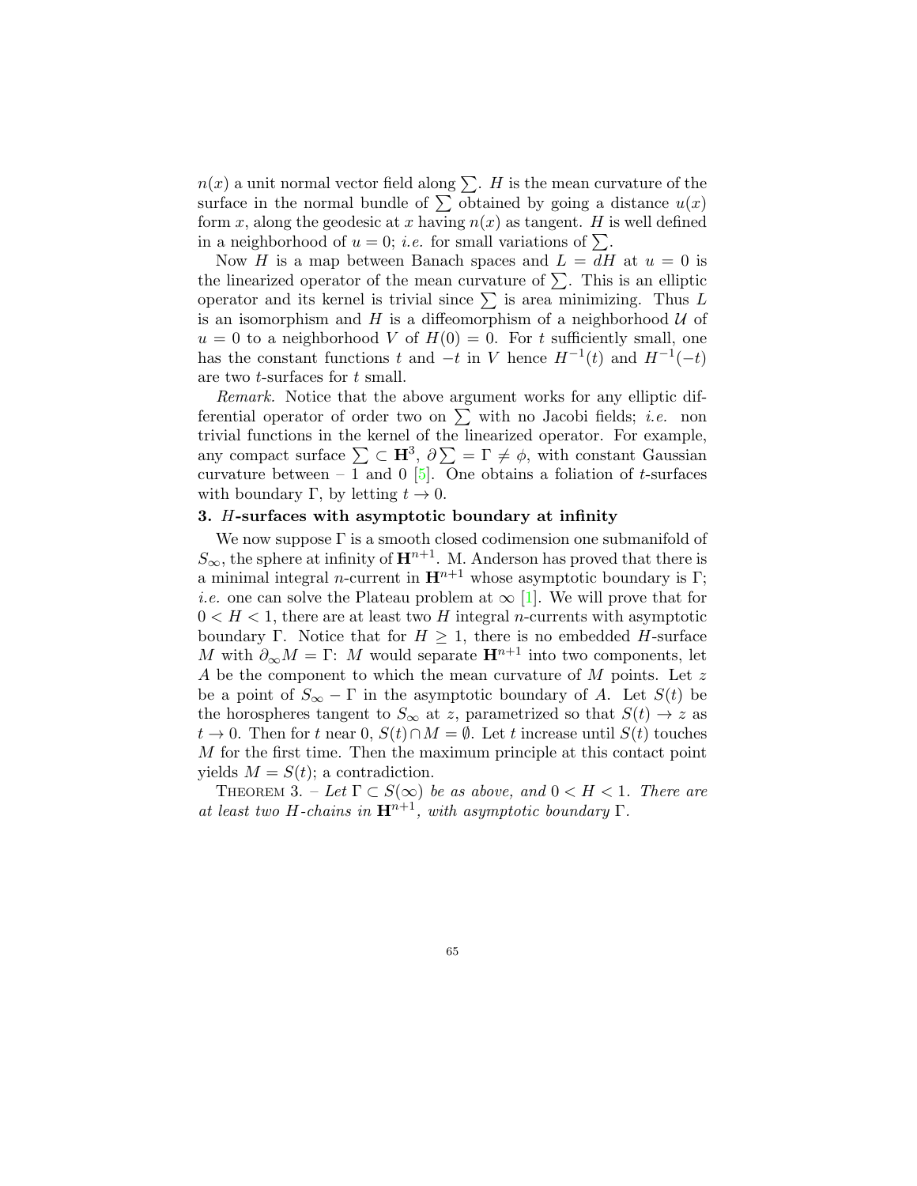$n(x)$ a unit normal vector field along $\sum$. $H$ is the mean curvature of the surface in the normal bundle of $\sum$ obtained by going a distance $u(x)$ form $x$, along the geodesic at $x$ having $n(x)$ as tangent. $H$ is well defined in a neighborhood of $u = 0$; *i.e.* for small variations of $\sum$.

Now $H$ is a map between Banach spaces and $L = dH$ at $u = 0$ is the linearized operator of the mean curvature of $\sum$. This is an elliptic operator and its kernel is trivial since $\sum$ is area minimizing. Thus $L$ is an isomorphism and $H$ is a diffeomorphism of a neighborhood $\mathcal{U}$ of $u = 0$ to a neighborhood $V$ of $H(0) = 0$. For $t$ sufficiently small, one has the constant functions $t$ and $-t$ in $V$ hence $H^{-1}(t)$ and $H^{-1}(-t)$ are two $t$-surfaces for $t$ small.

*Remark.* Notice that the above argument works for any elliptic differential operator of order two on $\sum$ with no Jacobi fields; *i.e.* non trivial functions in the kernel of the linearized operator. For example, any compact surface $\sum \subset \mathbf{H}^3$, $\partial \sum = \Gamma \neq \phi$, with constant Gaussian curvature between – 1 and 0 [5]. One obtains a foliation of $t$-surfaces with boundary $\Gamma$, by letting $t \to 0$.

### 3. $H$-surfaces with asymptotic boundary at infinity

We now suppose $\Gamma$ is a smooth closed codimension one submanifold of $S_\infty$, the sphere at infinity of $\mathbf{H}^{n+1}$. M. Anderson has proved that there is a minimal integral $n$-current in $\mathbf{H}^{n+1}$ whose asymptotic boundary is $\Gamma$; *i.e.* one can solve the Plateau problem at $\infty$ [1]. We will prove that for $0 < H < 1$, there are at least two $H$ integral $n$-currents with asymptotic boundary $\Gamma$. Notice that for $H \geq 1$, there is no embedded $H$-surface $M$ with $\partial_\infty M = \Gamma$: $M$ would separate $\mathbf{H}^{n+1}$ into two components, let $A$ be the component to which the mean curvature of $M$ points. Let $z$ be a point of $S_\infty - \Gamma$ in the asymptotic boundary of $A$. Let $S(t)$ be the horospheres tangent to $S_\infty$ at $z$, parametrized so that $S(t) \to z$ as $t \to 0$. Then for $t$ near 0, $S(t) \cap M = \emptyset$. Let $t$ increase until $S(t)$ touches $M$ for the first time. Then the maximum principle at this contact point yields $M = S(t)$; a contradiction.

THEOREM 3. – *Let $\Gamma \subset S(\infty)$ be as above, and $0 < H < 1$. There are at least two $H$-chains in $\mathbf{H}^{n+1}$, with asymptotic boundary $\Gamma$.*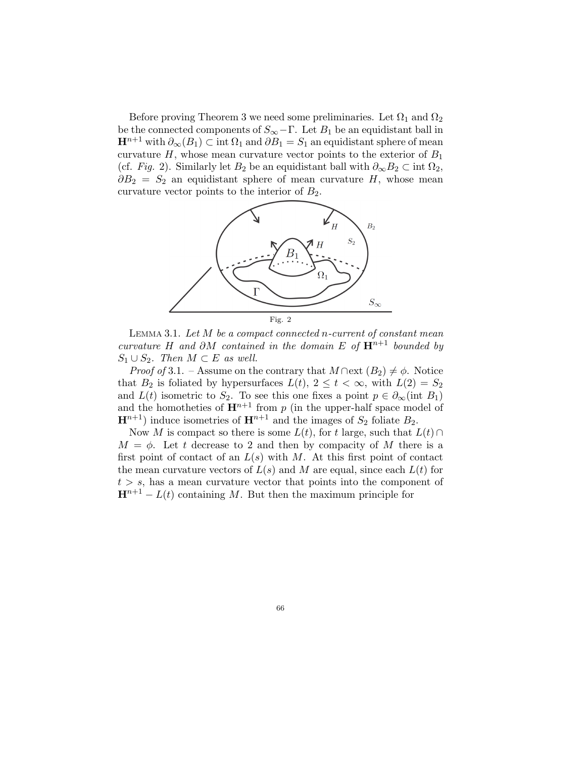Before proving Theorem 3 we need some preliminaries. Let $\Omega_1$ and $\Omega_2$ be the connected components of $S_\infty - \Gamma$. Let $B_1$ be an equidistant ball in $\mathbf{H}^{n+1}$ with $\partial_\infty(B_1) \subset \text{int}\, \Omega_1$ and $\partial B_1 = S_1$ an equidistant sphere of mean curvature $H$, whose mean curvature vector points to the exterior of $B_1$ (cf. *Fig.* 2). Similarly let $B_2$ be an equidistant ball with $\partial_\infty B_2 \subset \text{int}\, \Omega_2$, $\partial B_2 = S_2$ an equidistant sphere of mean curvature $H$, whose mean curvature vector points to the interior of $B_2$.

H

$B_2$

$S_2$

$B_1$

H

$\Omega_1$

$\Gamma$

$S_\infty$

Fig. 2

LEMMA 3.1. *Let $M$ be a compact connected $n$-current of constant mean curvature $H$ and $\partial M$ contained in the domain $E$ of $\mathbf{H}^{n+1}$ bounded by $S_1 \cup S_2$. Then $M \subset E$ as well.*

*Proof of* 3.1. – Assume on the contrary that $M \cap \text{ext}\,(B_2) \neq \phi$. Notice that $B_2$ is foliated by hypersurfaces $L(t)$, $2 \leq t < \infty$, with $L(2) = S_2$ and $L(t)$ isometric to $S_2$. To see this one fixes a point $p \in \partial_\infty(\text{int}\ B_1)$ and the homotheties of $\mathbf{H}^{n+1}$ from $p$ (in the upper-half space model of $\mathbf{H}^{n+1}$) induce isometries of $\mathbf{H}^{n+1}$ and the images of $S_2$ foliate $B_2$.

Now $M$ is compact so there is some $L(t)$, for $t$ large, such that $L(t) \cap M = \phi$. Let $t$ decrease to 2 and then by compacity of $M$ there is a first point of contact of an $L(s)$ with $M$. At this first point of contact the mean curvature vectors of $L(s)$ and $M$ are equal, since each $L(t)$ for $t > s$, has a mean curvature vector that points into the component of $\mathbf{H}^{n+1} - L(t)$ containing $M$. But then the maximum principle for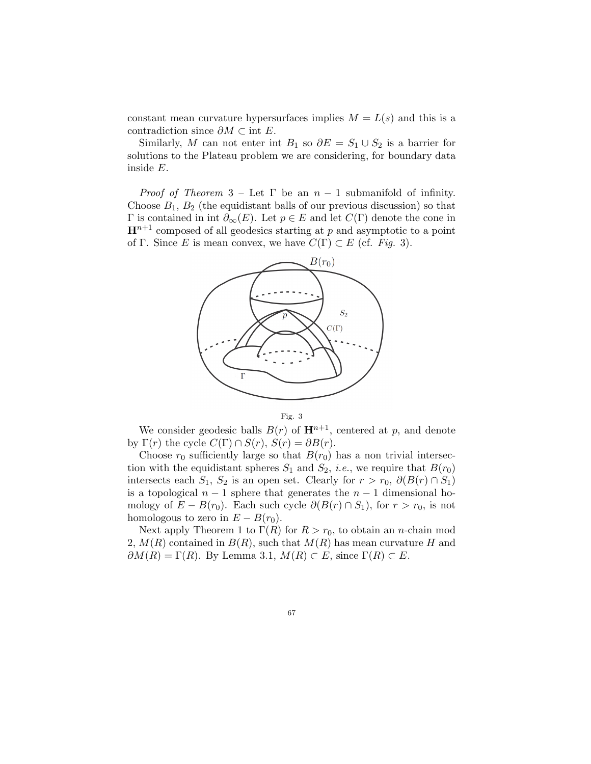constant mean curvature hypersurfaces implies $M = L(s)$ and this is a contradiction since $\partial M \subset \text{int } E$.

Similarly, $M$ can not enter int $B_1$ so $\partial E = S_1 \cup S_2$ is a barrier for solutions to the Plateau problem we are considering, for boundary data inside $E$.

*Proof of Theorem* 3 – Let $\Gamma$ be an $n-1$ submanifold of infinity. Choose $B_1$, $B_2$ (the equidistant balls of our previous discussion) so that $\Gamma$ is contained in int $\partial_\infty(E)$. Let $p \in E$ and let $C(\Gamma)$ denote the cone in $\mathbf{H}^{n+1}$ composed of all geodesics starting at $p$ and asymptotic to a point of $\Gamma$. Since $E$ is mean convex, we have $C(\Gamma) \subset E$ (cf. *Fig.* 3).

$B(r_0)$

$p$

$S_2$

$C(\Gamma)$

$\Gamma$

Fig. 3

We consider geodesic balls $B(r)$ of $\mathbf{H}^{n+1}$, centered at $p$, and denote by $\Gamma(r)$ the cycle $C(\Gamma) \cap S(r)$, $S(r) = \partial B(r)$.

Choose $r_0$ sufficiently large so that $B(r_0)$ has a non trivial intersection with the equidistant spheres $S_1$ and $S_2$, *i.e.*, we require that $B(r_0)$ intersects each $S_1$, $S_2$ is an open set. Clearly for $r > r_0$, $\partial(B(r) \cap S_1)$ is a topological $n-1$ sphere that generates the $n-1$ dimensional homology of $E - B(r_0)$. Each such cycle $\partial(B(r) \cap S_1)$, for $r > r_0$, is not homologous to zero in $E - B(r_0)$.

Next apply Theorem 1 to $\Gamma(R)$ for $R > r_0$, to obtain an $n$-chain mod 2, $M(R)$ contained in $B(R)$, such that $M(R)$ has mean curvature $H$ and $\partial M(R) = \Gamma(R)$. By Lemma 3.1, $M(R) \subset E$, since $\Gamma(R) \subset E$.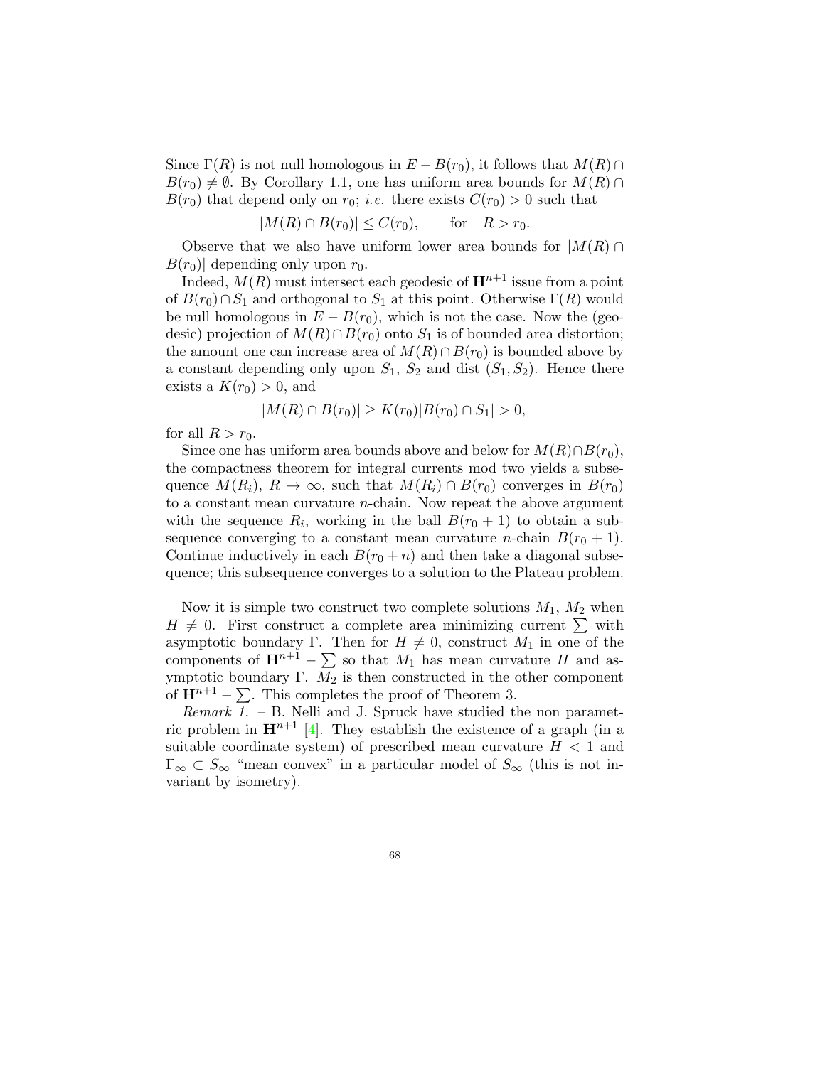Since $\Gamma(R)$ is not null homologous in $E - B(r_0)$, it follows that $M(R) \cap B(r_0) \neq \emptyset$. By Corollary 1.1, one has uniform area bounds for $M(R) \cap B(r_0)$ that depend only on $r_0$; *i.e.* there exists $C(r_0) > 0$ such that

$$|M(R) \cap B(r_0)| \leq C(r_0), \qquad \text{for} \quad R > r_0.$$

Observe that we also have uniform lower area bounds for $|M(R) \cap B(r_0)|$ depending only upon $r_0$.

Indeed, $M(R)$ must intersect each geodesic of $\mathbf{H}^{n+1}$ issue from a point of $B(r_0) \cap S_1$ and orthogonal to $S_1$ at this point. Otherwise $\Gamma(R)$ would be null homologous in $E - B(r_0)$, which is not the case. Now the (geodesic) projection of $M(R) \cap B(r_0)$ onto $S_1$ is of bounded area distortion; the amount one can increase area of $M(R) \cap B(r_0)$ is bounded above by a constant depending only upon $S_1$, $S_2$ and dist $(S_1, S_2)$. Hence there exists a $K(r_0) > 0$, and

$$|M(R) \cap B(r_0)| \geq K(r_0)|B(r_0) \cap S_1| > 0,$$

for all $R > r_0$.

Since one has uniform area bounds above and below for $M(R) \cap B(r_0)$, the compactness theorem for integral currents mod two yields a subsequence $M(R_i)$, $R \to \infty$, such that $M(R_i) \cap B(r_0)$ converges in $B(r_0)$ to a constant mean curvature $n$-chain. Now repeat the above argument with the sequence $R_i$, working in the ball $B(r_0 + 1)$ to obtain a subsequence converging to a constant mean curvature $n$-chain $B(r_0 + 1)$. Continue inductively in each $B(r_0 + n)$ and then take a diagonal subsequence; this subsequence converges to a solution to the Plateau problem.

Now it is simple two construct two complete solutions $M_1$, $M_2$ when $H \neq 0$. First construct a complete area minimizing current $\sum$ with asymptotic boundary $\Gamma$. Then for $H \neq 0$, construct $M_1$ in one of the components of $\mathbf{H}^{n+1} - \sum$ so that $M_1$ has mean curvature $H$ and asymptotic boundary $\Gamma$. $M_2$ is then constructed in the other component of $\mathbf{H}^{n+1} - \sum$. This completes the proof of Theorem 3.

*Remark 1.* – B. Nelli and J. Spruck have studied the non parametric problem in $\mathbf{H}^{n+1}$ [4]. They establish the existence of a graph (in a suitable coordinate system) of prescribed mean curvature $H < 1$ and $\Gamma_\infty \subset S_\infty$ "mean convex" in a particular model of $S_\infty$ (this is not invariant by isometry).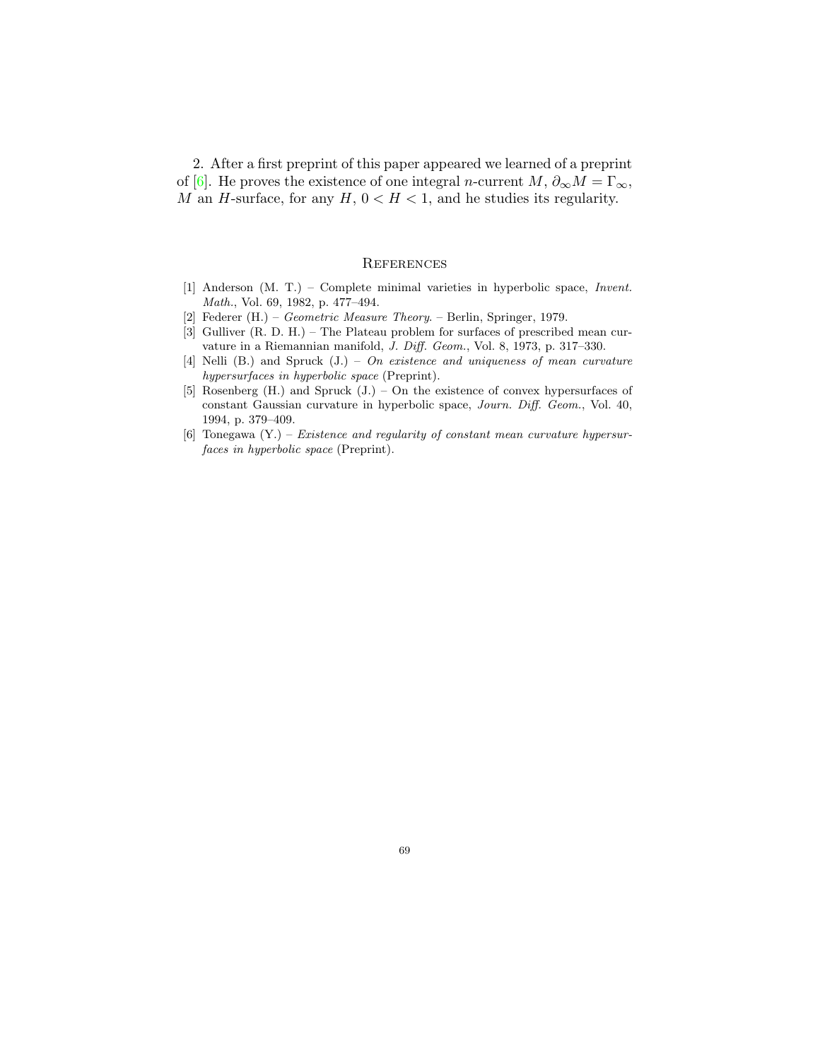2. After a first preprint of this paper appeared we learned of a preprint of [6]. He proves the existence of one integral $n$-current $M$, $\partial_\infty M = \Gamma_\infty$, $M$ an $H$-surface, for any $H$, $0 < H < 1$, and he studies its regularity.

## References

[1] Anderson (M. T.) – Complete minimal varieties in hyperbolic space, *Invent. Math.*, Vol. 69, 1982, p. 477–494.

[2] Federer (H.) – *Geometric Measure Theory*. – Berlin, Springer, 1979.

[3] Gulliver (R. D. H.) – The Plateau problem for surfaces of prescribed mean curvature in a Riemannian manifold, *J. Diff. Geom.*, Vol. 8, 1973, p. 317–330.

[4] Nelli (B.) and Spruck (J.) – *On existence and uniqueness of mean curvature hypersurfaces in hyperbolic space* (Preprint).

[5] Rosenberg (H.) and Spruck (J.) – On the existence of convex hypersurfaces of constant Gaussian curvature in hyperbolic space, *Journ. Diff. Geom.*, Vol. 40, 1994, p. 379–409.

[6] Tonegawa (Y.) – *Existence and regularity of constant mean curvature hypersurfaces in hyperbolic space* (Preprint).